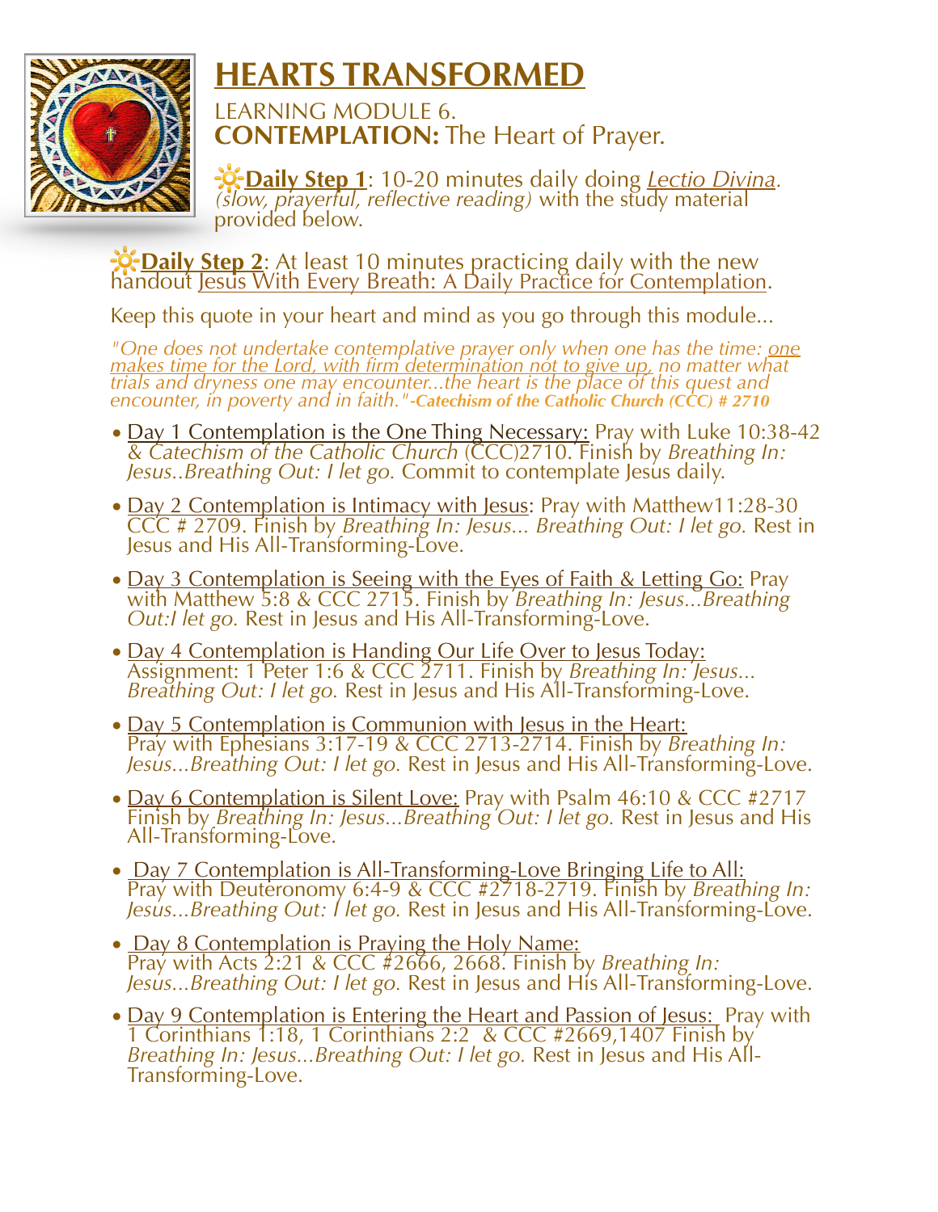# HEARTS TRANSFORMED

LEARNING MODULE 6.
**CONTEMPLATION:** The Heart of Prayer.

🔅**Daily Step 1**: 10-20 minutes daily doing *Lectio Divina*. *(slow, prayerful, reflective reading)* with the study material provided below.

🔅**Daily Step 2**: At least 10 minutes practicing daily with the new handout Jesus With Every Breath: A Daily Practice for Contemplation.

Keep this quote in your heart and mind as you go through this module...

*"One does not undertake contemplative prayer only when one has the time: one makes time for the Lord, with firm determination not to give up, no matter what trials and dryness one may encounter...the heart is the place of this quest and encounter, in poverty and in faith."* ***-Catechism of the Catholic Church (CCC) # 2710***

- Day 1 Contemplation is the One Thing Necessary: Pray with Luke 10:38-42 & *Catechism of the Catholic Church* (CCC)2710. Finish by *Breathing In: Jesus..Breathing Out: I let go.* Commit to contemplate Jesus daily.
- Day 2 Contemplation is Intimacy with Jesus: Pray with Matthew11:28-30 CCC # 2709. Finish by *Breathing In: Jesus... Breathing Out: I let go.* Rest in Jesus and His All-Transforming-Love.
- Day 3 Contemplation is Seeing with the Eyes of Faith & Letting Go: Pray with Matthew 5:8 & CCC 2715. Finish by *Breathing In: Jesus...Breathing Out:I let go.* Rest in Jesus and His All-Transforming-Love.
- Day 4 Contemplation is Handing Our Life Over to Jesus Today: Assignment: 1 Peter 1:6 & CCC 2711. Finish by *Breathing In: Jesus... Breathing Out: I let go.* Rest in Jesus and His All-Transforming-Love.
- Day 5 Contemplation is Communion with Jesus in the Heart: Pray with Ephesians 3:17-19 & CCC 2713-2714. Finish by *Breathing In: Jesus...Breathing Out: I let go.* Rest in Jesus and His All-Transforming-Love.
- Day 6 Contemplation is Silent Love: Pray with Psalm 46:10 & CCC #2717 Finish by *Breathing In: Jesus...Breathing Out: I let go.* Rest in Jesus and His All-Transforming-Love.
- Day 7 Contemplation is All-Transforming-Love Bringing Life to All: Pray with Deuteronomy 6:4-9 & CCC #2718-2719. Finish by *Breathing In: Jesus...Breathing Out: I let go.* Rest in Jesus and His All-Transforming-Love.
- Day 8 Contemplation is Praying the Holy Name: Pray with Acts 2:21 & CCC #2666, 2668. Finish by *Breathing In: Jesus...Breathing Out: I let go.* Rest in Jesus and His All-Transforming-Love.
- Day 9 Contemplation is Entering the Heart and Passion of Jesus: Pray with 1 Corinthians 1:18, 1 Corinthians 2:2 & CCC #2669,1407 Finish by *Breathing In: Jesus...Breathing Out: I let go.* Rest in Jesus and His All-Transforming-Love.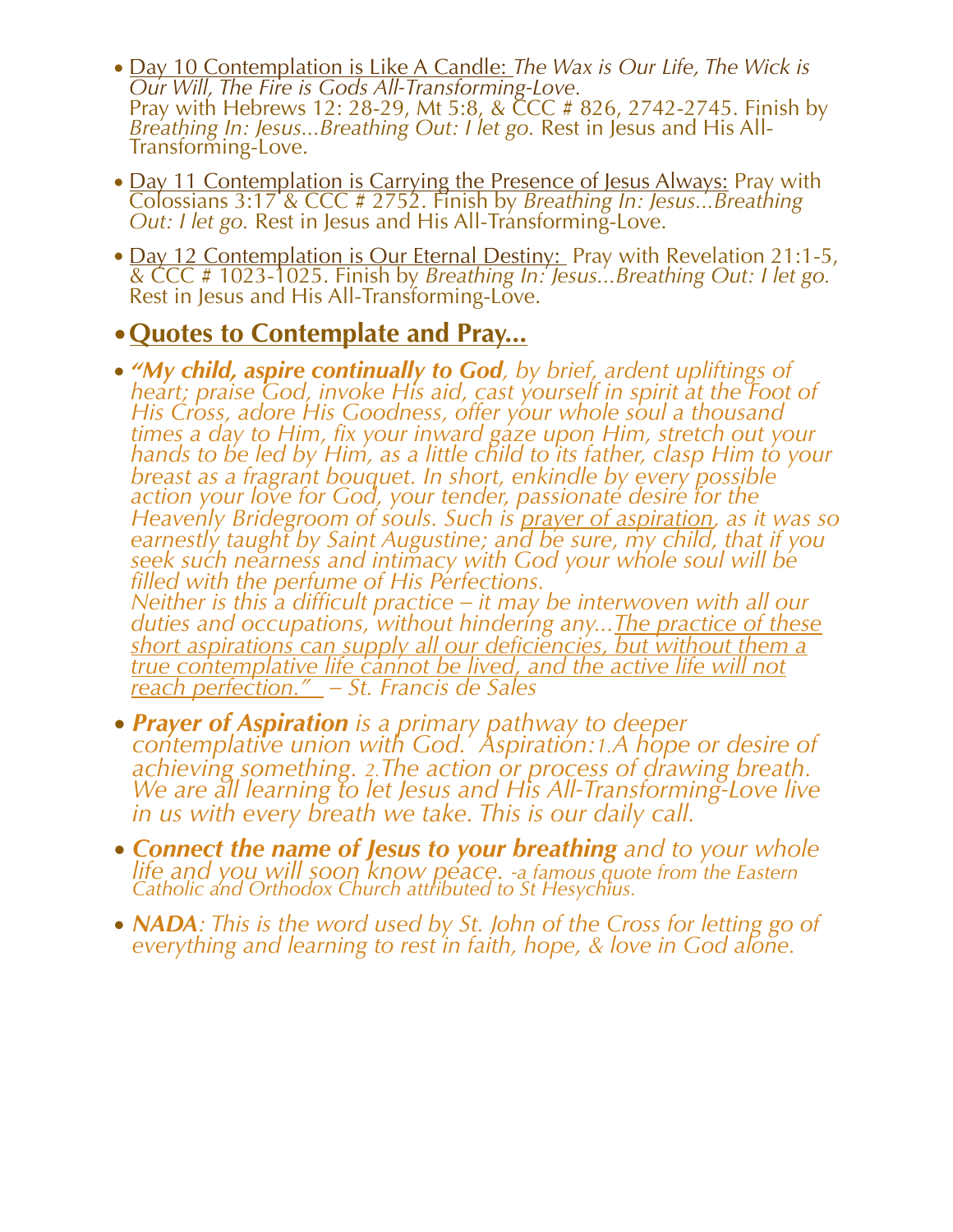- Day 10 Contemplation is Like A Candle: *The Wax is Our Life, The Wick is Our Will, The Fire is Gods All-Transforming-Love.* Pray with Hebrews 12: 28-29, Mt 5:8, & CCC # 826, 2742-2745. Finish by *Breathing In: Jesus...Breathing Out: I let go.* Rest in Jesus and His All-Transforming-Love.

- Day 11 Contemplation is Carrying the Presence of Jesus Always: Pray with Colossians 3:17 & CCC # 2752. Finish by *Breathing In: Jesus...Breathing Out: I let go.* Rest in Jesus and His All-Transforming-Love.

- Day 12 Contemplation is Our Eternal Destiny: Pray with Revelation 21:1-5, & CCC # 1023-1025. Finish by *Breathing In: Jesus...Breathing Out: I let go.* Rest in Jesus and His All-Transforming-Love.

- **Quotes to Contemplate and Pray...**

- ***"My child, aspire continually to God**, by brief, ardent upliftings of heart; praise God, invoke His aid, cast yourself in spirit at the Foot of His Cross, adore His Goodness, offer your whole soul a thousand times a day to Him, fix your inward gaze upon Him, stretch out your hands to be led by Him, as a little child to its father, clasp Him to your breast as a fragrant bouquet. In short, enkindle by every possible action your love for God, your tender, passionate desire for the Heavenly Bridegroom of souls. Such is prayer of aspiration, as it was so earnestly taught by Saint Augustine; and be sure, my child, that if you seek such nearness and intimacy with God your whole soul will be filled with the perfume of His Perfections.*
  *Neither is this a difficult practice – it may be interwoven with all our duties and occupations, without hindering any...The practice of these short aspirations can supply all our deficiencies, but without them a true contemplative life cannot be lived, and the active life will not reach perfection." – St. Francis de Sales*

- ***Prayer of Aspiration** is a primary pathway to deeper contemplative union with God. Aspiration: 1. A hope or desire of achieving something. 2. The action or process of drawing breath. We are all learning to let Jesus and His All-Transforming-Love live in us with every breath we take. This is our daily call.*

- ***Connect the name of Jesus to your breathing** and to your whole life and you will soon know peace. -a famous quote from the Eastern Catholic and Orthodox Church attributed to St Hesychius.*

- ***NADA**: This is the word used by St. John of the Cross for letting go of everything and learning to rest in faith, hope, & love in God alone.*